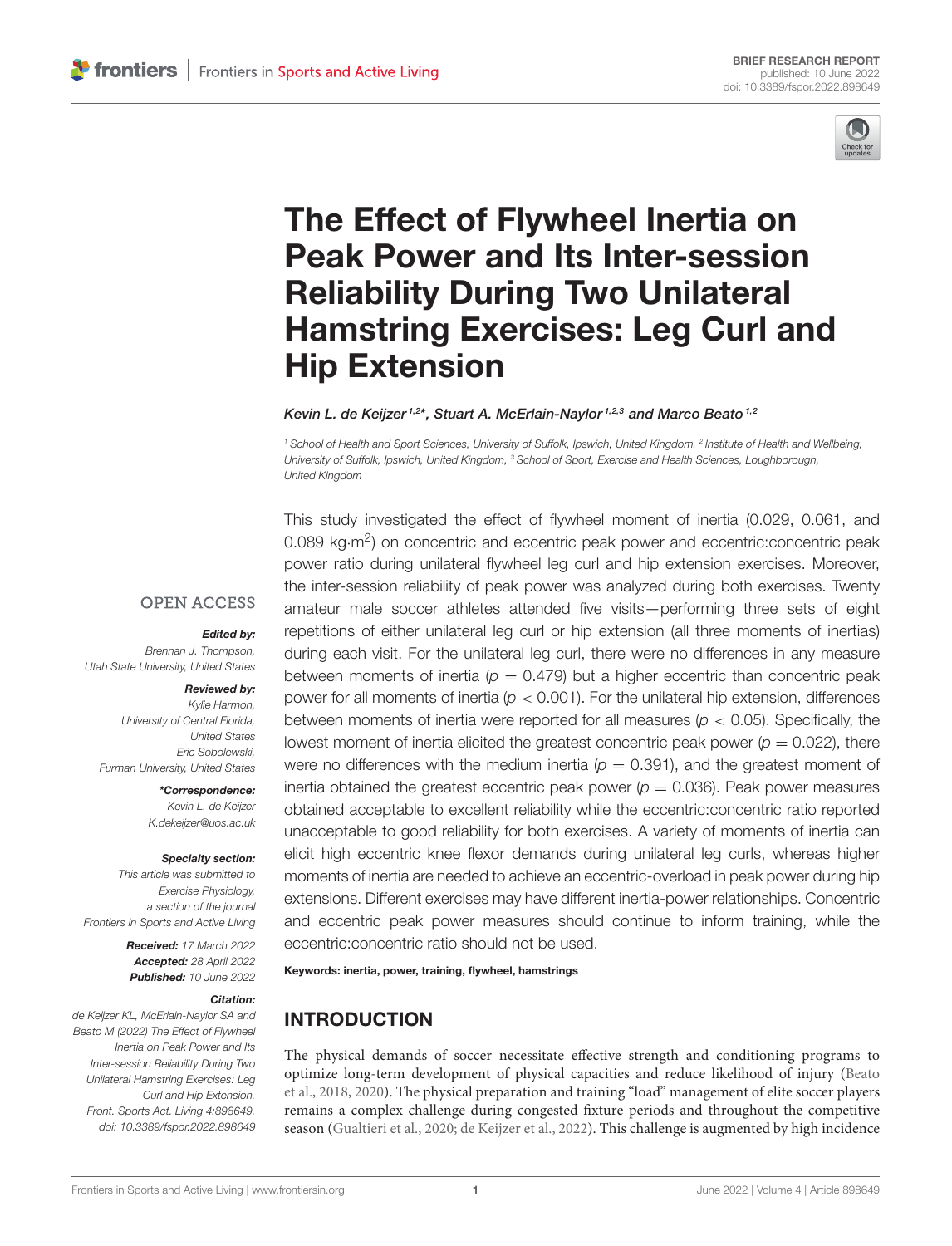BRIEF RESEARCH REPORT
published: 10 June 2022
doi: 10.3389/fspor.2022.898649

# The Effect of Flywheel Inertia on Peak Power and Its Inter-session Reliability During Two Unilateral Hamstring Exercises: Leg Curl and Hip Extension

*Kevin L. de Keijzer[1,2]\*, Stuart A. McErlain-Naylor[1,2,3] and Marco Beato[1,2]*

[1] School of Health and Sport Sciences, University of Suffolk, Ipswich, United Kingdom, [2] Institute of Health and Wellbeing, University of Suffolk, Ipswich, United Kingdom, [3] School of Sport, Exercise and Health Sciences, Loughborough, United Kingdom

OPEN ACCESS

***Edited by:***
*Brennan J. Thompson,*
*Utah State University, United States*

***Reviewed by:***
*Kylie Harmon,*
*University of Central Florida, United States*
*Eric Sobolewski,*
*Furman University, United States*

***\*Correspondence:***
*Kevin L. de Keijzer*
*K.dekeijzer@uos.ac.uk*

***Specialty section:***
*This article was submitted to Exercise Physiology, a section of the journal Frontiers in Sports and Active Living*

***Received:*** *17 March 2022*
***Accepted:*** *28 April 2022*
***Published:*** *10 June 2022*

***Citation:***
*de Keijzer KL, McErlain-Naylor SA and Beato M (2022) The Effect of Flywheel Inertia on Peak Power and Its Inter-session Reliability During Two Unilateral Hamstring Exercises: Leg Curl and Hip Extension. Front. Sports Act. Living 4:898649. doi: 10.3389/fspor.2022.898649*

This study investigated the effect of flywheel moment of inertia (0.029, 0.061, and 0.089 kg·m$^2$) on concentric and eccentric peak power and eccentric:concentric peak power ratio during unilateral flywheel leg curl and hip extension exercises. Moreover, the inter-session reliability of peak power was analyzed during both exercises. Twenty amateur male soccer athletes attended five visits—performing three sets of eight repetitions of either unilateral leg curl or hip extension (all three moments of inertias) during each visit. For the unilateral leg curl, there were no differences in any measure between moments of inertia ($p = 0.479$) but a higher eccentric than concentric peak power for all moments of inertia ($p < 0.001$). For the unilateral hip extension, differences between moments of inertia were reported for all measures ($p < 0.05$). Specifically, the lowest moment of inertia elicited the greatest concentric peak power ($p = 0.022$), there were no differences with the medium inertia ($p = 0.391$), and the greatest moment of inertia obtained the greatest eccentric peak power ($p = 0.036$). Peak power measures obtained acceptable to excellent reliability while the eccentric:concentric ratio reported unacceptable to good reliability for both exercises. A variety of moments of inertia can elicit high eccentric knee flexor demands during unilateral leg curls, whereas higher moments of inertia are needed to achieve an eccentric-overload in peak power during hip extensions. Different exercises may have different inertia-power relationships. Concentric and eccentric peak power measures should continue to inform training, while the eccentric:concentric ratio should not be used.

**Keywords: inertia, power, training, flywheel, hamstrings**

## INTRODUCTION

The physical demands of soccer necessitate effective strength and conditioning programs to optimize long-term development of physical capacities and reduce likelihood of injury (Beato et al., 2018, 2020). The physical preparation and training "load" management of elite soccer players remains a complex challenge during congested fixture periods and throughout the competitive season (Gualtieri et al., 2020; de Keijzer et al., 2022). This challenge is augmented by high incidence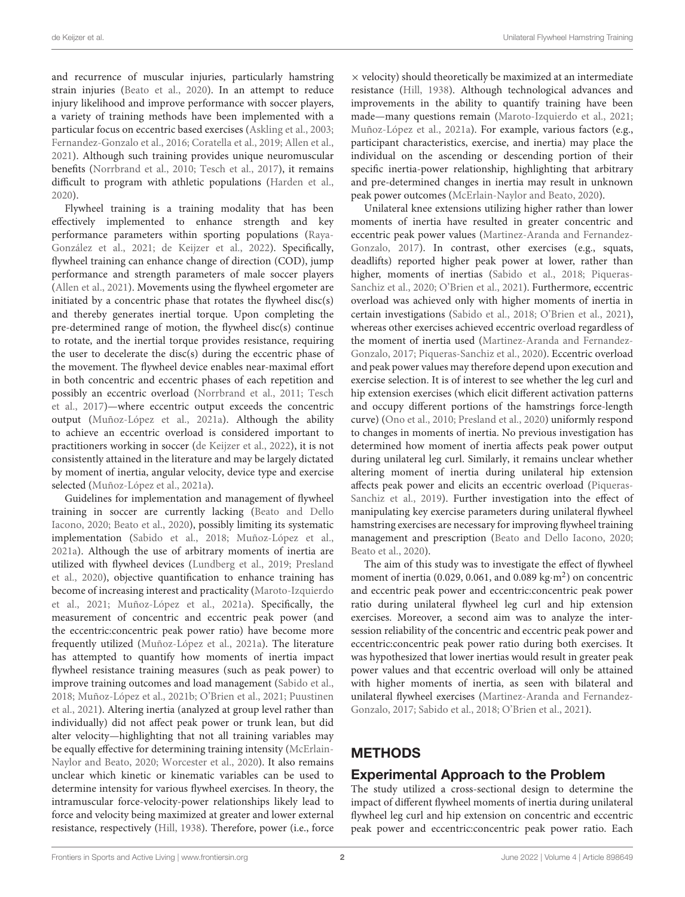and recurrence of muscular injuries, particularly hamstring strain injuries (Beato et al., 2020). In an attempt to reduce injury likelihood and improve performance with soccer players, a variety of training methods have been implemented with a particular focus on eccentric based exercises (Askling et al., 2003; Fernandez-Gonzalo et al., 2016; Coratella et al., 2019; Allen et al., 2021). Although such training provides unique neuromuscular benefits (Norrbrand et al., 2010; Tesch et al., 2017), it remains difficult to program with athletic populations (Harden et al., 2020).

Flywheel training is a training modality that has been effectively implemented to enhance strength and key performance parameters within sporting populations (Raya-González et al., 2021; de Keijzer et al., 2022). Specifically, flywheel training can enhance change of direction (COD), jump performance and strength parameters of male soccer players (Allen et al., 2021). Movements using the flywheel ergometer are initiated by a concentric phase that rotates the flywheel disc(s) and thereby generates inertial torque. Upon completing the pre-determined range of motion, the flywheel disc(s) continue to rotate, and the inertial torque provides resistance, requiring the user to decelerate the disc(s) during the eccentric phase of the movement. The flywheel device enables near-maximal effort in both concentric and eccentric phases of each repetition and possibly an eccentric overload (Norrbrand et al., 2011; Tesch et al., 2017)—where eccentric output exceeds the concentric output (Muñoz-López et al., 2021a). Although the ability to achieve an eccentric overload is considered important to practitioners working in soccer (de Keijzer et al., 2022), it is not consistently attained in the literature and may be largely dictated by moment of inertia, angular velocity, device type and exercise selected (Muñoz-López et al., 2021a).

Guidelines for implementation and management of flywheel training in soccer are currently lacking (Beato and Dello Iacono, 2020; Beato et al., 2020), possibly limiting its systematic implementation (Sabido et al., 2018; Muñoz-López et al., 2021a). Although the use of arbitrary moments of inertia are utilized with flywheel devices (Lundberg et al., 2019; Presland et al., 2020), objective quantification to enhance training has become of increasing interest and practicality (Maroto-Izquierdo et al., 2021; Muñoz-López et al., 2021a). Specifically, the measurement of concentric and eccentric peak power (and the eccentric:concentric peak power ratio) have become more frequently utilized (Muñoz-López et al., 2021a). The literature has attempted to quantify how moments of inertia impact flywheel resistance training measures (such as peak power) to improve training outcomes and load management (Sabido et al., 2018; Muñoz-López et al., 2021b; O'Brien et al., 2021; Puustinen et al., 2021). Altering inertia (analyzed at group level rather than individually) did not affect peak power or trunk lean, but did alter velocity—highlighting that not all training variables may be equally effective for determining training intensity (McErlain-Naylor and Beato, 2020; Worcester et al., 2020). It also remains unclear which kinetic or kinematic variables can be used to determine intensity for various flywheel exercises. In theory, the intramuscular force-velocity-power relationships likely lead to force and velocity being maximized at greater and lower external resistance, respectively (Hill, 1938). Therefore, power (i.e., force × velocity) should theoretically be maximized at an intermediate resistance (Hill, 1938). Although technological advances and improvements in the ability to quantify training have been made—many questions remain (Maroto-Izquierdo et al., 2021; Muñoz-López et al., 2021a). For example, various factors (e.g., participant characteristics, exercise, and inertia) may place the individual on the ascending or descending portion of their specific inertia-power relationship, highlighting that arbitrary and pre-determined changes in inertia may result in unknown peak power outcomes (McErlain-Naylor and Beato, 2020).

Unilateral knee extensions utilizing higher rather than lower moments of inertia have resulted in greater concentric and eccentric peak power values (Martinez-Aranda and Fernandez-Gonzalo, 2017). In contrast, other exercises (e.g., squats, deadlifts) reported higher peak power at lower, rather than higher, moments of inertias (Sabido et al., 2018; Piqueras-Sanchiz et al., 2020; O'Brien et al., 2021). Furthermore, eccentric overload was achieved only with higher moments of inertia in certain investigations (Sabido et al., 2018; O'Brien et al., 2021), whereas other exercises achieved eccentric overload regardless of the moment of inertia used (Martinez-Aranda and Fernandez-Gonzalo, 2017; Piqueras-Sanchiz et al., 2020). Eccentric overload and peak power values may therefore depend upon execution and exercise selection. It is of interest to see whether the leg curl and hip extension exercises (which elicit different activation patterns and occupy different portions of the hamstrings force-length curve) (Ono et al., 2010; Presland et al., 2020) uniformly respond to changes in moments of inertia. No previous investigation has determined how moment of inertia affects peak power output during unilateral leg curl. Similarly, it remains unclear whether altering moment of inertia during unilateral hip extension affects peak power and elicits an eccentric overload (Piqueras-Sanchiz et al., 2019). Further investigation into the effect of manipulating key exercise parameters during unilateral flywheel hamstring exercises are necessary for improving flywheel training management and prescription (Beato and Dello Iacono, 2020; Beato et al., 2020).

The aim of this study was to investigate the effect of flywheel moment of inertia (0.029, 0.061, and 0.089 kg·m$^2$) on concentric and eccentric peak power and eccentric:concentric peak power ratio during unilateral flywheel leg curl and hip extension exercises. Moreover, a second aim was to analyze the inter-session reliability of the concentric and eccentric peak power and eccentric:concentric peak power ratio during both exercises. It was hypothesized that lower inertias would result in greater peak power values and that eccentric overload will only be attained with higher moments of inertia, as seen with bilateral and unilateral flywheel exercises (Martinez-Aranda and Fernandez-Gonzalo, 2017; Sabido et al., 2018; O'Brien et al., 2021).

## METHODS

### Experimental Approach to the Problem

The study utilized a cross-sectional design to determine the impact of different flywheel moments of inertia during unilateral flywheel leg curl and hip extension on concentric and eccentric peak power and eccentric:concentric peak power ratio. Each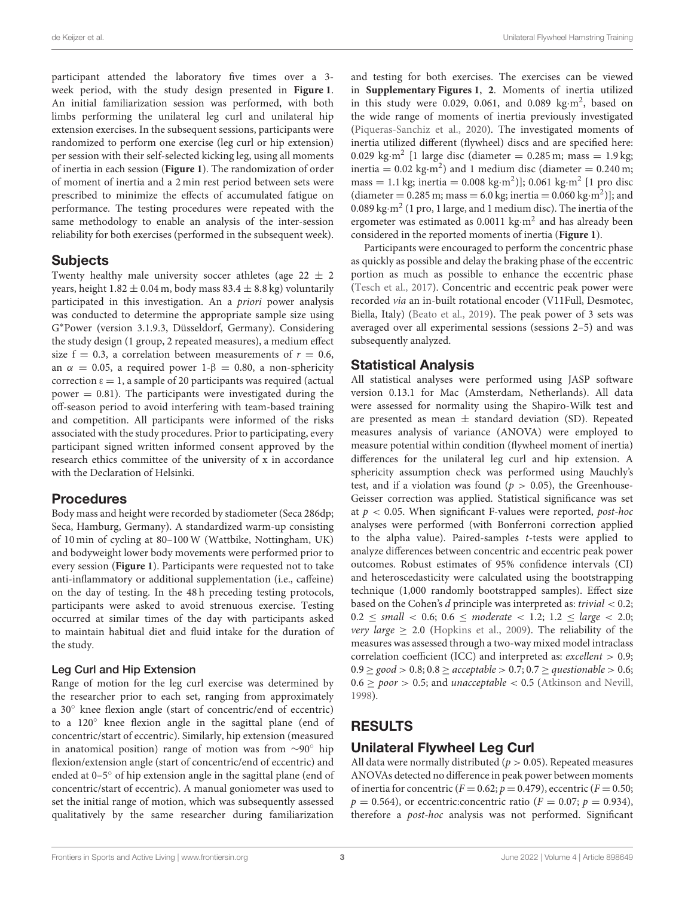participant attended the laboratory five times over a 3-week period, with the study design presented in **Figure 1**. An initial familiarization session was performed, with both limbs performing the unilateral leg curl and unilateral hip extension exercises. In the subsequent sessions, participants were randomized to perform one exercise (leg curl or hip extension) per session with their self-selected kicking leg, using all moments of inertia in each session (**Figure 1**). The randomization of order of moment of inertia and a 2 min rest period between sets were prescribed to minimize the effects of accumulated fatigue on performance. The testing procedures were repeated with the same methodology to enable an analysis of the inter-session reliability for both exercises (performed in the subsequent week).

## Subjects

Twenty healthy male university soccer athletes (age 22 ± 2 years, height 1.82 ± 0.04 m, body mass 83.4 ± 8.8 kg) voluntarily participated in this investigation. An *a priori* power analysis was conducted to determine the appropriate sample size using G*Power (version 3.1.9.3, Düsseldorf, Germany). Considering the study design (1 group, 2 repeated measures), a medium effect size f = 0.3, a correlation between measurements of $r = 0.6$, an $\alpha = 0.05$, a required power $1\text{-}\beta = 0.80$, a non-sphericity correction $\varepsilon = 1$, a sample of 20 participants was required (actual power = 0.81). The participants were investigated during the off-season period to avoid interfering with team-based training and competition. All participants were informed of the risks associated with the study procedures. Prior to participating, every participant signed written informed consent approved by the research ethics committee of the university of x in accordance with the Declaration of Helsinki.

## Procedures

Body mass and height were recorded by stadiometer (Seca 286dp; Seca, Hamburg, Germany). A standardized warm-up consisting of 10 min of cycling at 80–100 W (Wattbike, Nottingham, UK) and bodyweight lower body movements were performed prior to every session (**Figure 1**). Participants were requested not to take anti-inflammatory or additional supplementation (i.e., caffeine) on the day of testing. In the 48 h preceding testing protocols, participants were asked to avoid strenuous exercise. Testing occurred at similar times of the day with participants asked to maintain habitual diet and fluid intake for the duration of the study.

### Leg Curl and Hip Extension

Range of motion for the leg curl exercise was determined by the researcher prior to each set, ranging from approximately a 30° knee flexion angle (start of concentric/end of eccentric) to a 120° knee flexion angle in the sagittal plane (end of concentric/start of eccentric). Similarly, hip extension (measured in anatomical position) range of motion was from ∼90° hip flexion/extension angle (start of concentric/end of eccentric) and ended at 0–5° of hip extension angle in the sagittal plane (end of concentric/start of eccentric). A manual goniometer was used to set the initial range of motion, which was subsequently assessed qualitatively by the same researcher during familiarization and testing for both exercises. The exercises can be viewed in **Supplementary Figures 1**, **2**. Moments of inertia utilized in this study were 0.029, 0.061, and 0.089 kg·m$^2$, based on the wide range of moments of inertia previously investigated (Piqueras-Sanchiz et al., 2020). The investigated moments of inertia utilized different (flywheel) discs and are specified here: 0.029 kg·m$^2$ [1 large disc (diameter = 0.285 m; mass = 1.9 kg; inertia = 0.02 kg·m$^2$) and 1 medium disc (diameter = 0.240 m; mass = 1.1 kg; inertia = 0.008 kg·m$^2$)]; 0.061 kg·m$^2$ [1 pro disc (diameter = 0.285 m; mass = 6.0 kg; inertia = 0.060 kg·m$^2$)]; and 0.089 kg·m$^2$ (1 pro, 1 large, and 1 medium disc). The inertia of the ergometer was estimated as 0.0011 kg·m$^2$ and has already been considered in the reported moments of inertia (**Figure 1**).

Participants were encouraged to perform the concentric phase as quickly as possible and delay the braking phase of the eccentric portion as much as possible to enhance the eccentric phase (Tesch et al., 2017). Concentric and eccentric peak power were recorded *via* an in-built rotational encoder (V11Full, Desmotec, Biella, Italy) (Beato et al., 2019). The peak power of 3 sets was averaged over all experimental sessions (sessions 2–5) and was subsequently analyzed.

## Statistical Analysis

All statistical analyses were performed using JASP software version 0.13.1 for Mac (Amsterdam, Netherlands). All data were assessed for normality using the Shapiro-Wilk test and are presented as mean ± standard deviation (SD). Repeated measures analysis of variance (ANOVA) were employed to measure potential within condition (flywheel moment of inertia) differences for the unilateral leg curl and hip extension. A sphericity assumption check was performed using Mauchly's test, and if a violation was found ($p > 0.05$), the Greenhouse-Geisser correction was applied. Statistical significance was set at $p < 0.05$. When significant F-values were reported, *post-hoc* analyses were performed (with Bonferroni correction applied to the alpha value). Paired-samples *t*-tests were applied to analyze differences between concentric and eccentric peak power outcomes. Robust estimates of 95% confidence intervals (CI) and heteroscedasticity were calculated using the bootstrapping technique (1,000 randomly bootstrapped samples). Effect size based on the Cohen's *d* principle was interpreted as: *trivial* < 0.2; 0.2 ≤ *small* < 0.6; 0.6 ≤ *moderate* < 1.2; 1.2 ≤ *large* < 2.0; *very large* ≥ 2.0 (Hopkins et al., 2009). The reliability of the measures was assessed through a two-way mixed model intraclass correlation coefficient (ICC) and interpreted as: *excellent* > 0.9; 0.9 ≥ *good* > 0.8; 0.8 ≥ *acceptable* > 0.7; 0.7 ≥ *questionable* > 0.6; 0.6 ≥ *poor* > 0.5; and *unacceptable* < 0.5 (Atkinson and Nevill, 1998).

# RESULTS

## Unilateral Flywheel Leg Curl

All data were normally distributed ($p > 0.05$). Repeated measures ANOVAs detected no difference in peak power between moments of inertia for concentric ($F = 0.62$; $p = 0.479$), eccentric ($F = 0.50$; $p = 0.564$), or eccentric:concentric ratio ($F = 0.07$; $p = 0.934$), therefore a *post-hoc* analysis was not performed. Significant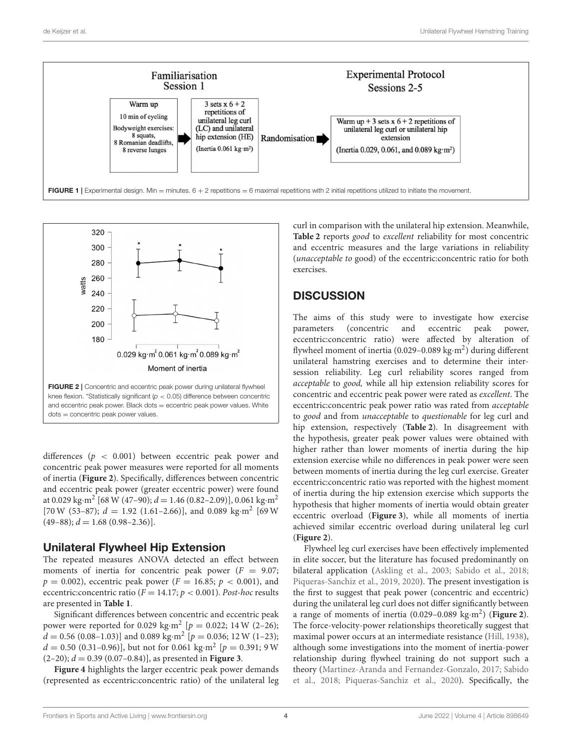**FIGURE 1 |** Experimental design. Min = minutes. 6 + 2 repetitions = 6 maximal repetitions with 2 initial repetitions utilized to initiate the movement.

**FIGURE 2 |** Concentric and eccentric peak power during unilateral flywheel knee flexion. *Statistically significant ($p < 0.05$) difference between concentric and eccentric peak power. Black dots = eccentric peak power values. White dots = concentric peak power values.

differences ($p < 0.001$) between eccentric peak power and concentric peak power measures were reported for all moments of inertia (**Figure 2**). Specifically, differences between concentric and eccentric peak power (greater eccentric power) were found at 0.029 kg·m$^2$ [68 W (47–90); $d = 1.46$ (0.82–2.09)], 0.061 kg·m$^2$ [70 W (53–87); $d = 1.92$ (1.61–2.66)], and 0.089 kg·m$^2$ [69 W (49–88); $d = 1.68$ (0.98–2.36)].

## Unilateral Flywheel Hip Extension

The repeated measures ANOVA detected an effect between moments of inertia for concentric peak power ($F = 9.07$; $p = 0.002$), eccentric peak power ($F = 16.85$; $p < 0.001$), and eccentric:concentric ratio ($F = 14.17$; $p < 0.001$). *Post-hoc* results are presented in **Table 1**.

Significant differences between concentric and eccentric peak power were reported for 0.029 kg·m$^2$ [$p = 0.022$; 14 W (2–26); $d = 0.56$ (0.08–1.03)] and 0.089 kg·m$^2$ [$p = 0.036$; 12 W (1–23); $d = 0.50$ (0.31–0.96)], but not for 0.061 kg·m$^2$ [$p = 0.391$; 9 W (2–20); $d = 0.39$ (0.07–0.84)], as presented in **Figure 3**.

**Figure 4** highlights the larger eccentric peak power demands (represented as eccentric:concentric ratio) of the unilateral leg curl in comparison with the unilateral hip extension. Meanwhile, **Table 2** reports *good* to *excellent* reliability for most concentric and eccentric measures and the large variations in reliability (*unacceptable to* good) of the eccentric:concentric ratio for both exercises.

# DISCUSSION

The aims of this study were to investigate how exercise parameters (concentric and eccentric peak power, eccentric:concentric ratio) were affected by alteration of flywheel moment of inertia (0.029–0.089 kg·m$^2$) during different unilateral hamstring exercises and to determine their inter-session reliability. Leg curl reliability scores ranged from *acceptable* to *good,* while all hip extension reliability scores for concentric and eccentric peak power were rated as *excellent*. The eccentric:concentric peak power ratio was rated from *acceptable* to *good* and from *unacceptable* to *questionable* for leg curl and hip extension, respectively (**Table 2**). In disagreement with the hypothesis, greater peak power values were obtained with higher rather than lower moments of inertia during the hip extension exercise while no differences in peak power were seen between moments of inertia during the leg curl exercise. Greater eccentric:concentric ratio was reported with the highest moment of inertia during the hip extension exercise which supports the hypothesis that higher moments of inertia would obtain greater eccentric overload (**Figure 3**), while all moments of inertia achieved similar eccentric overload during unilateral leg curl (**Figure 2**).

Flywheel leg curl exercises have been effectively implemented in elite soccer, but the literature has focused predominantly on bilateral application (Askling et al., 2003; Sabido et al., 2018; Piqueras-Sanchiz et al., 2019, 2020). The present investigation is the first to suggest that peak power (concentric and eccentric) during the unilateral leg curl does not differ significantly between a range of moments of inertia (0.029–0.089 kg·m$^2$) (**Figure 2**). The force-velocity-power relationships theoretically suggest that maximal power occurs at an intermediate resistance (Hill, 1938), although some investigations into the moment of inertia-power relationship during flywheel training do not support such a theory (Martinez-Aranda and Fernandez-Gonzalo, 2017; Sabido et al., 2018; Piqueras-Sanchiz et al., 2020). Specifically, the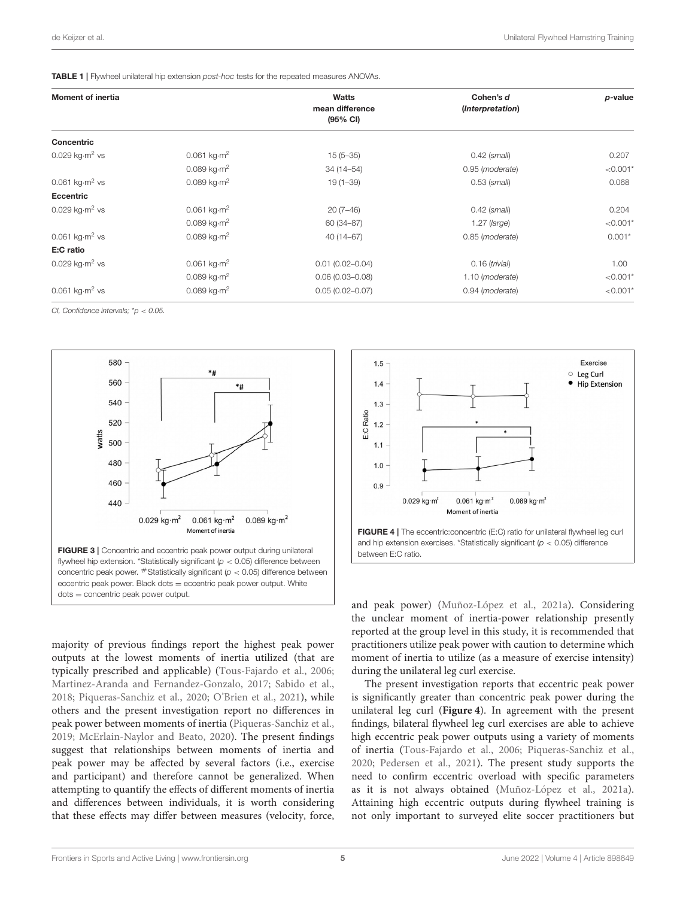**TABLE 1 |** Flywheel unilateral hip extension *post-hoc* tests for the repeated measures ANOVAs.

| Moment of inertia | | Watts mean difference (95% CI) | Cohen's *d* (*Interpretation*) | *p*-value |
|---|---|---|---|---|
| **Concentric** | | | | |
| 0.029 kg·m$^2$ vs | 0.061 kg·m$^2$ | 15 (5–35) | 0.42 (*small*) | 0.207 |
| | 0.089 kg·m$^2$ | 34 (14–54) | 0.95 (*moderate*) | <0.001* |
| 0.061 kg·m$^2$ vs | 0.089 kg·m$^2$ | 19 (1–39) | 0.53 (*small*) | 0.068 |
| **Eccentric** | | | | |
| 0.029 kg·m$^2$ vs | 0.061 kg·m$^2$ | 20 (7–46) | 0.42 (*small*) | 0.204 |
| | 0.089 kg·m$^2$ | 60 (34–87) | 1.27 (*large*) | <0.001* |
| 0.061 kg·m$^2$ vs | 0.089 kg·m$^2$ | 40 (14–67) | 0.85 (*moderate*) | 0.001* |
| **E:C ratio** | | | | |
| 0.029 kg·m$^2$ vs | 0.061 kg·m$^2$ | 0.01 (0.02–0.04) | 0.16 (*trivial*) | 1.00 |
| | 0.089 kg·m$^2$ | 0.06 (0.03–0.08) | 1.10 (*moderate*) | <0.001* |
| 0.061 kg·m$^2$ vs | 0.089 kg·m$^2$ | 0.05 (0.02–0.07) | 0.94 (*moderate*) | <0.001* |

*CI, Confidence intervals; *$p < 0.05$.*

**FIGURE 3 |** Concentric and eccentric peak power output during unilateral flywheel hip extension. *Statistically significant ($p < 0.05$) difference between concentric peak power. #Statistically significant ($p < 0.05$) difference between eccentric peak power. Black dots = eccentric peak power output. White dots = concentric peak power output.

**FIGURE 4 |** The eccentric:concentric (E:C) ratio for unilateral flywheel leg curl and hip extension exercises. *Statistically significant ($p < 0.05$) difference between E:C ratio.

majority of previous findings report the highest peak power outputs at the lowest moments of inertia utilized (that are typically prescribed and applicable) (Tous-Fajardo et al., 2006; Martinez-Aranda and Fernandez-Gonzalo, 2017; Sabido et al., 2018; Piqueras-Sanchiz et al., 2020; O'Brien et al., 2021), while others and the present investigation report no differences in peak power between moments of inertia (Piqueras-Sanchiz et al., 2019; McErlain-Naylor and Beato, 2020). The present findings suggest that relationships between moments of inertia and peak power may be affected by several factors (i.e., exercise and participant) and therefore cannot be generalized. When attempting to quantify the effects of different moments of inertia and differences between individuals, it is worth considering that these effects may differ between measures (velocity, force, and peak power) (Muñoz-López et al., 2021a). Considering the unclear moment of inertia-power relationship presently reported at the group level in this study, it is recommended that practitioners utilize peak power with caution to determine which moment of inertia to utilize (as a measure of exercise intensity) during the unilateral leg curl exercise.

The present investigation reports that eccentric peak power is significantly greater than concentric peak power during the unilateral leg curl (**Figure 4**). In agreement with the present findings, bilateral flywheel leg curl exercises are able to achieve high eccentric peak power outputs using a variety of moments of inertia (Tous-Fajardo et al., 2006; Piqueras-Sanchiz et al., 2020; Pedersen et al., 2021). The present study supports the need to confirm eccentric overload with specific parameters as it is not always obtained (Muñoz-López et al., 2021a). Attaining high eccentric outputs during flywheel training is not only important to surveyed elite soccer practitioners but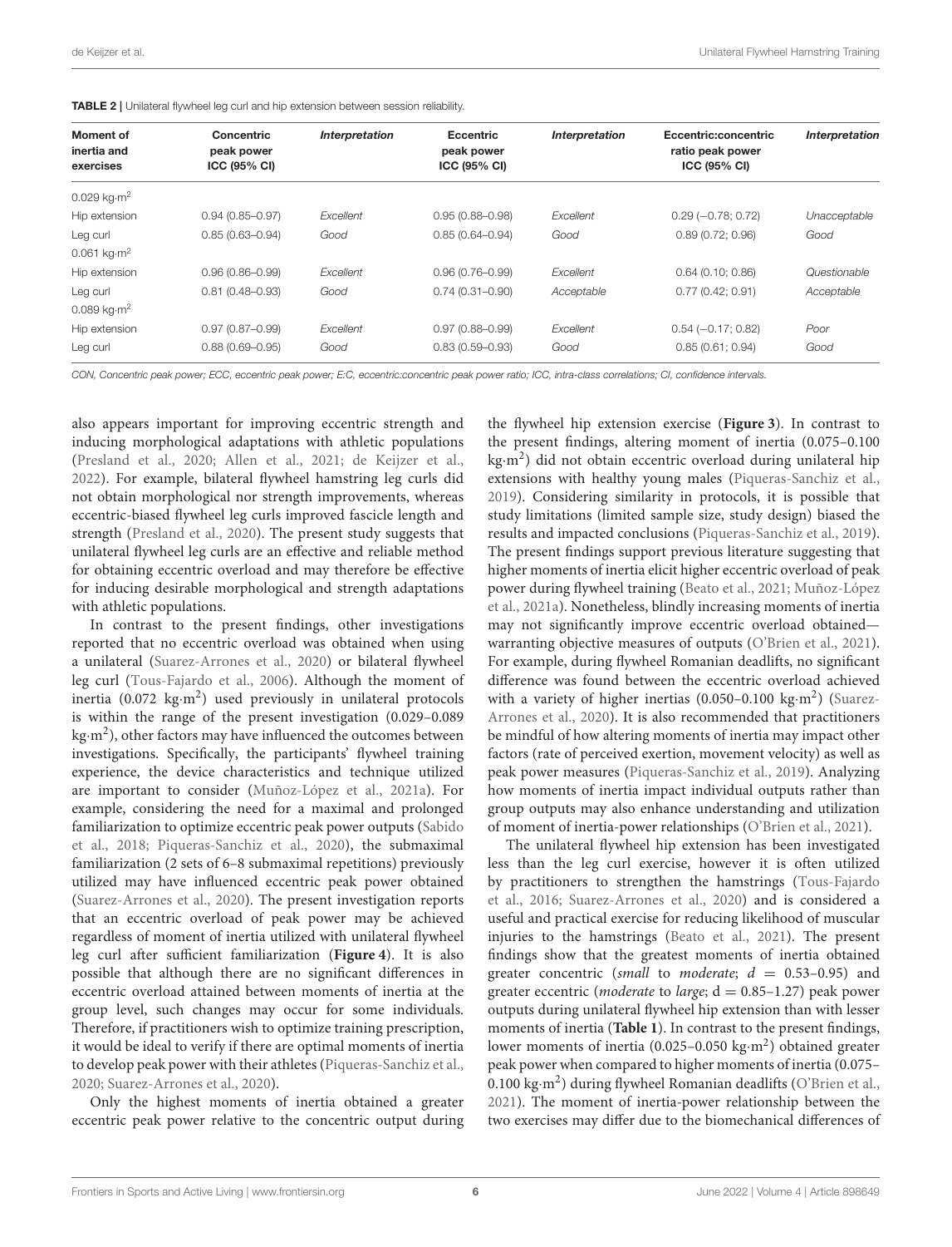**TABLE 2** | Unilateral flywheel leg curl and hip extension between session reliability.

| Moment of inertia and exercises | Concentric peak power ICC (95% CI) | *Interpretation* | Eccentric peak power ICC (95% CI) | *Interpretation* | Eccentric:concentric ratio peak power ICC (95% CI) | *Interpretation* |
|---|---|---|---|---|---|---|
| 0.029 kg·m$^2$ | | | | | | |
| Hip extension | 0.94 (0.85–0.97) | *Excellent* | 0.95 (0.88–0.98) | *Excellent* | 0.29 (−0.78; 0.72) | *Unacceptable* |
| Leg curl | 0.85 (0.63–0.94) | *Good* | 0.85 (0.64–0.94) | *Good* | 0.89 (0.72; 0.96) | *Good* |
| 0.061 kg·m$^2$ | | | | | | |
| Hip extension | 0.96 (0.86–0.99) | *Excellent* | 0.96 (0.76–0.99) | *Excellent* | 0.64 (0.10; 0.86) | *Questionable* |
| Leg curl | 0.81 (0.48–0.93) | *Good* | 0.74 (0.31–0.90) | *Acceptable* | 0.77 (0.42; 0.91) | *Acceptable* |
| 0.089 kg·m$^2$ | | | | | | |
| Hip extension | 0.97 (0.87–0.99) | *Excellent* | 0.97 (0.88–0.99) | *Excellent* | 0.54 (−0.17; 0.82) | *Poor* |
| Leg curl | 0.88 (0.69–0.95) | *Good* | 0.83 (0.59–0.93) | *Good* | 0.85 (0.61; 0.94) | *Good* |

*CON, Concentric peak power; ECC, eccentric peak power; E:C, eccentric:concentric peak power ratio; ICC, intra-class correlations; CI, confidence intervals.*

also appears important for improving eccentric strength and inducing morphological adaptations with athletic populations (Presland et al., 2020; Allen et al., 2021; de Keijzer et al., 2022). For example, bilateral flywheel hamstring leg curls did not obtain morphological nor strength improvements, whereas eccentric-biased flywheel leg curls improved fascicle length and strength (Presland et al., 2020). The present study suggests that unilateral flywheel leg curls are an effective and reliable method for obtaining eccentric overload and may therefore be effective for inducing desirable morphological and strength adaptations with athletic populations.

In contrast to the present findings, other investigations reported that no eccentric overload was obtained when using a unilateral (Suarez-Arrones et al., 2020) or bilateral flywheel leg curl (Tous-Fajardo et al., 2006). Although the moment of inertia (0.072 kg·m$^2$) used previously in unilateral protocols is within the range of the present investigation (0.029–0.089 kg·m$^2$), other factors may have influenced the outcomes between investigations. Specifically, the participants' flywheel training experience, the device characteristics and technique utilized are important to consider (Muñoz-López et al., 2021a). For example, considering the need for a maximal and prolonged familiarization to optimize eccentric peak power outputs (Sabido et al., 2018; Piqueras-Sanchiz et al., 2020), the submaximal familiarization (2 sets of 6–8 submaximal repetitions) previously utilized may have influenced eccentric peak power obtained (Suarez-Arrones et al., 2020). The present investigation reports that an eccentric overload of peak power may be achieved regardless of moment of inertia utilized with unilateral flywheel leg curl after sufficient familiarization (**Figure 4**). It is also possible that although there are no significant differences in eccentric overload attained between moments of inertia at the group level, such changes may occur for some individuals. Therefore, if practitioners wish to optimize training prescription, it would be ideal to verify if there are optimal moments of inertia to develop peak power with their athletes (Piqueras-Sanchiz et al., 2020; Suarez-Arrones et al., 2020).

Only the highest moments of inertia obtained a greater eccentric peak power relative to the concentric output during the flywheel hip extension exercise (**Figure 3**). In contrast to the present findings, altering moment of inertia (0.075–0.100 kg·m$^2$) did not obtain eccentric overload during unilateral hip extensions with healthy young males (Piqueras-Sanchiz et al., 2019). Considering similarity in protocols, it is possible that study limitations (limited sample size, study design) biased the results and impacted conclusions (Piqueras-Sanchiz et al., 2019). The present findings support previous literature suggesting that higher moments of inertia elicit higher eccentric overload of peak power during flywheel training (Beato et al., 2021; Muñoz-López et al., 2021a). Nonetheless, blindly increasing moments of inertia may not significantly improve eccentric overload obtained—warranting objective measures of outputs (O'Brien et al., 2021). For example, during flywheel Romanian deadlifts, no significant difference was found between the eccentric overload achieved with a variety of higher inertias (0.050–0.100 kg·m$^2$) (Suarez-Arrones et al., 2020). It is also recommended that practitioners be mindful of how altering moments of inertia may impact other factors (rate of perceived exertion, movement velocity) as well as peak power measures (Piqueras-Sanchiz et al., 2019). Analyzing how moments of inertia impact individual outputs rather than group outputs may also enhance understanding and utilization of moment of inertia-power relationships (O'Brien et al., 2021).

The unilateral flywheel hip extension has been investigated less than the leg curl exercise, however it is often utilized by practitioners to strengthen the hamstrings (Tous-Fajardo et al., 2016; Suarez-Arrones et al., 2020) and is considered a useful and practical exercise for reducing likelihood of muscular injuries to the hamstrings (Beato et al., 2021). The present findings show that the greatest moments of inertia obtained greater concentric (*small* to *moderate*; $d$ = 0.53–0.95) and greater eccentric (*moderate* to *large*; $d$ = 0.85–1.27) peak power outputs during unilateral flywheel hip extension than with lesser moments of inertia (**Table 1**). In contrast to the present findings, lower moments of inertia (0.025–0.050 kg·m$^2$) obtained greater peak power when compared to higher moments of inertia (0.075–0.100 kg·m$^2$) during flywheel Romanian deadlifts (O'Brien et al., 2021). The moment of inertia-power relationship between the two exercises may differ due to the biomechanical differences of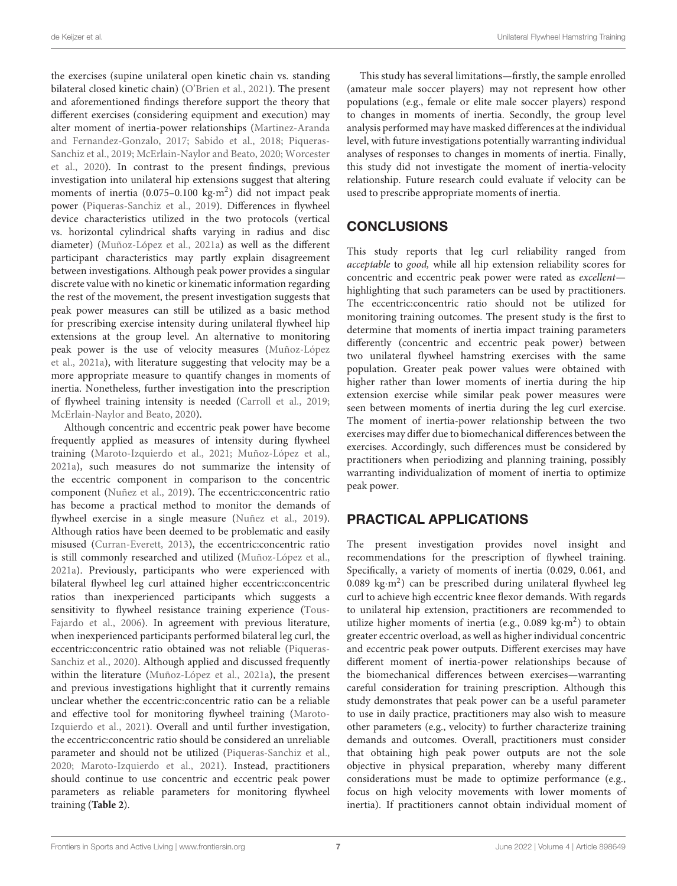the exercises (supine unilateral open kinetic chain vs. standing bilateral closed kinetic chain) (O'Brien et al., 2021). The present and aforementioned findings therefore support the theory that different exercises (considering equipment and execution) may alter moment of inertia-power relationships (Martinez-Aranda and Fernandez-Gonzalo, 2017; Sabido et al., 2018; Piqueras-Sanchiz et al., 2019; McErlain-Naylor and Beato, 2020; Worcester et al., 2020). In contrast to the present findings, previous investigation into unilateral hip extensions suggest that altering moments of inertia (0.075–0.100 kg·m$^2$) did not impact peak power (Piqueras-Sanchiz et al., 2019). Differences in flywheel device characteristics utilized in the two protocols (vertical vs. horizontal cylindrical shafts varying in radius and disc diameter) (Muñoz-López et al., 2021a) as well as the different participant characteristics may partly explain disagreement between investigations. Although peak power provides a singular discrete value with no kinetic or kinematic information regarding the rest of the movement, the present investigation suggests that peak power measures can still be utilized as a basic method for prescribing exercise intensity during unilateral flywheel hip extensions at the group level. An alternative to monitoring peak power is the use of velocity measures (Muñoz-López et al., 2021a), with literature suggesting that velocity may be a more appropriate measure to quantify changes in moments of inertia. Nonetheless, further investigation into the prescription of flywheel training intensity is needed (Carroll et al., 2019; McErlain-Naylor and Beato, 2020).

Although concentric and eccentric peak power have become frequently applied as measures of intensity during flywheel training (Maroto-Izquierdo et al., 2021; Muñoz-López et al., 2021a), such measures do not summarize the intensity of the eccentric component in comparison to the concentric component (Nuñez et al., 2019). The eccentric:concentric ratio has become a practical method to monitor the demands of flywheel exercise in a single measure (Nuñez et al., 2019). Although ratios have been deemed to be problematic and easily misused (Curran-Everett, 2013), the eccentric:concentric ratio is still commonly researched and utilized (Muñoz-López et al., 2021a). Previously, participants who were experienced with bilateral flywheel leg curl attained higher eccentric:concentric ratios than inexperienced participants which suggests a sensitivity to flywheel resistance training experience (Tous-Fajardo et al., 2006). In agreement with previous literature, when inexperienced participants performed bilateral leg curl, the eccentric:concentric ratio obtained was not reliable (Piqueras-Sanchiz et al., 2020). Although applied and discussed frequently within the literature (Muñoz-López et al., 2021a), the present and previous investigations highlight that it currently remains unclear whether the eccentric:concentric ratio can be a reliable and effective tool for monitoring flywheel training (Maroto-Izquierdo et al., 2021). Overall and until further investigation, the eccentric:concentric ratio should be considered an unreliable parameter and should not be utilized (Piqueras-Sanchiz et al., 2020; Maroto-Izquierdo et al., 2021). Instead, practitioners should continue to use concentric and eccentric peak power parameters as reliable parameters for monitoring flywheel training (**Table 2**).

This study has several limitations—firstly, the sample enrolled (amateur male soccer players) may not represent how other populations (e.g., female or elite male soccer players) respond to changes in moments of inertia. Secondly, the group level analysis performed may have masked differences at the individual level, with future investigations potentially warranting individual analyses of responses to changes in moments of inertia. Finally, this study did not investigate the moment of inertia-velocity relationship. Future research could evaluate if velocity can be used to prescribe appropriate moments of inertia.

## CONCLUSIONS

This study reports that leg curl reliability ranged from *acceptable* to *good,* while all hip extension reliability scores for concentric and eccentric peak power were rated as *excellent*—highlighting that such parameters can be used by practitioners. The eccentric:concentric ratio should not be utilized for monitoring training outcomes. The present study is the first to determine that moments of inertia impact training parameters differently (concentric and eccentric peak power) between two unilateral flywheel hamstring exercises with the same population. Greater peak power values were obtained with higher rather than lower moments of inertia during the hip extension exercise while similar peak power measures were seen between moments of inertia during the leg curl exercise. The moment of inertia-power relationship between the two exercises may differ due to biomechanical differences between the exercises. Accordingly, such differences must be considered by practitioners when periodizing and planning training, possibly warranting individualization of moment of inertia to optimize peak power.

## PRACTICAL APPLICATIONS

The present investigation provides novel insight and recommendations for the prescription of flywheel training. Specifically, a variety of moments of inertia (0.029, 0.061, and 0.089 kg·m$^2$) can be prescribed during unilateral flywheel leg curl to achieve high eccentric knee flexor demands. With regards to unilateral hip extension, practitioners are recommended to utilize higher moments of inertia (e.g., 0.089 kg·m$^2$) to obtain greater eccentric overload, as well as higher individual concentric and eccentric peak power outputs. Different exercises may have different moment of inertia-power relationships because of the biomechanical differences between exercises—warranting careful consideration for training prescription. Although this study demonstrates that peak power can be a useful parameter to use in daily practice, practitioners may also wish to measure other parameters (e.g., velocity) to further characterize training demands and outcomes. Overall, practitioners must consider that obtaining high peak power outputs are not the sole objective in physical preparation, whereby many different considerations must be made to optimize performance (e.g., focus on high velocity movements with lower moments of inertia). If practitioners cannot obtain individual moment of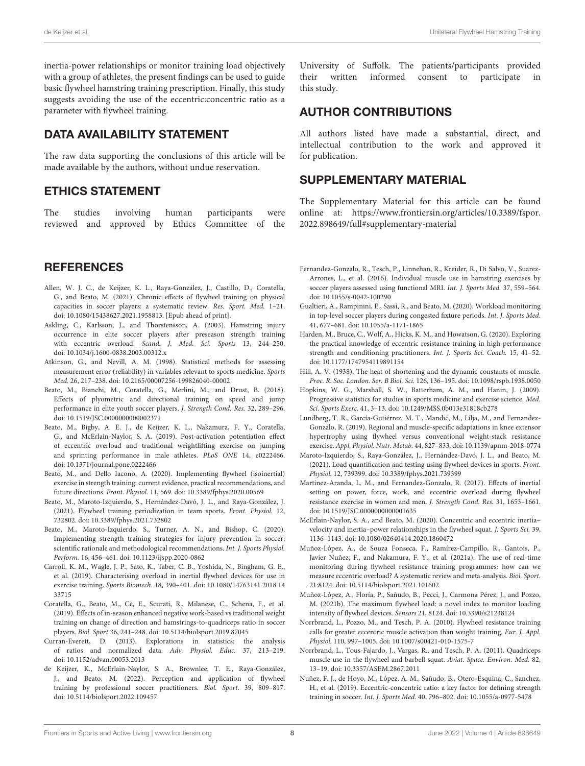inertia-power relationships or monitor training load objectively with a group of athletes, the present findings can be used to guide basic flywheel hamstring training prescription. Finally, this study suggests avoiding the use of the eccentric:concentric ratio as a parameter with flywheel training.

## DATA AVAILABILITY STATEMENT

The raw data supporting the conclusions of this article will be made available by the authors, without undue reservation.

## ETHICS STATEMENT

The studies involving human participants were reviewed and approved by Ethics Committee of the University of Suffolk. The patients/participants provided their written informed consent to participate in this study.

## AUTHOR CONTRIBUTIONS

All authors listed have made a substantial, direct, and intellectual contribution to the work and approved it for publication.

## SUPPLEMENTARY MATERIAL

The Supplementary Material for this article can be found online at: https://www.frontiersin.org/articles/10.3389/fspor.2022.898649/full#supplementary-material

## REFERENCES

Allen, W. J. C., de Keijzer, K. L., Raya-González, J., Castillo, D., Coratella, G., and Beato, M. (2021). Chronic effects of flywheel training on physical capacities in soccer players: a systematic review. *Res. Sport. Med.* 1–21. doi: 10.1080/15438627.2021.1958813. [Epub ahead of print].

Askling, C., Karlsson, J., and Thorstensson, A. (2003). Hamstring injury occurrence in elite soccer players after preseason strength training with eccentric overload. *Scand. J. Med. Sci. Sports* 13, 244–250. doi: 10.1034/j.1600-0838.2003.00312.x

Atkinson, G., and Nevill, A. M. (1998). Statistical methods for assessing measurement error (reliability) in variables relevant to sports medicine. *Sports Med.* 26, 217–238. doi: 10.2165/00007256-199826040-00002

Beato, M., Bianchi, M., Coratella, G., Merlini, M., and Drust, B. (2018). Effects of plyometric and directional training on speed and jump performance in elite youth soccer players. *J. Strength Cond. Res.* 32, 289–296. doi: 10.1519/JSC.0000000000002371

Beato, M., Bigby, A. E. J., de Keijzer, K. L., Nakamura, F. Y., Coratella, G., and McErlain-Naylor, S. A. (2019). Post-activation potentiation effect of eccentric overload and traditional weightlifting exercise on jumping and sprinting performance in male athletes. *PLoS ONE* 14, e0222466. doi: 10.1371/journal.pone.0222466

Beato, M., and Dello Iacono, A. (2020). Implementing flywheel (isoinertial) exercise in strength training: current evidence, practical recommendations, and future directions. *Front. Physiol.* 11, 569. doi: 10.3389/fphys.2020.00569

Beato, M., Maroto-Izquierdo, S., Hernández-Davó, J. L., and Raya-González, J. (2021). Flywheel training periodization in team sports. *Front. Physiol.* 12, 732802. doi: 10.3389/fphys.2021.732802

Beato, M., Maroto-Izquierdo, S., Turner, A. N., and Bishop, C. (2020). Implementing strength training strategies for injury prevention in soccer: scientific rationale and methodological recommendations. *Int. J. Sports Physiol. Perform.* 16, 456–461. doi: 10.1123/ijspp.2020-0862

Carroll, K. M., Wagle, J. P., Sato, K., Taber, C. B., Yoshida, N., Bingham, G. E., et al. (2019). Characterising overload in inertial flywheel devices for use in exercise training. *Sports Biomech.* 18, 390–401. doi: 10.1080/14763141.2018.1433715

Coratella, G., Beato, M., Cè, E., Scurati, R., Milanese, C., Schena, F., et al. (2019). Effects of in-season enhanced negative work-based vs traditional weight training on change of direction and hamstrings-to-quadriceps ratio in soccer players. *Biol. Sport* 36, 241–248. doi: 10.5114/biolsport.2019.87045

Curran-Everett, D. (2013). Explorations in statistics: the analysis of ratios and normalized data. *Adv. Physiol. Educ.* 37, 213–219. doi: 10.1152/advan.00053.2013

de Keijzer, K., McErlain-Naylor, S. A., Brownlee, T. E., Raya-González, J., and Beato, M. (2022). Perception and application of flywheel training by professional soccer practitioners. *Biol. Sport*. 39, 809–817. doi: 10.5114/biolsport.2022.109457

Fernandez-Gonzalo, R., Tesch, P., Linnehan, R., Kreider, R., Di Salvo, V., Suarez-Arrones, L., et al. (2016). Individual muscle use in hamstring exercises by soccer players assessed using functional MRI. *Int. J. Sports Med.* 37, 559–564. doi: 10.1055/s-0042-100290

Gualtieri, A., Rampinini, E., Sassi, R., and Beato, M. (2020). Workload monitoring in top-level soccer players during congested fixture periods. *Int. J. Sports Med.* 41, 677–681. doi: 10.1055/a-1171-1865

Harden, M., Bruce, C., Wolf, A., Hicks, K. M., and Howatson, G. (2020). Exploring the practical knowledge of eccentric resistance training in high-performance strength and conditioning practitioners. *Int. J. Sports Sci. Coach.* 15, 41–52. doi: 10.1177/1747954119891154

Hill, A. V. (1938). The heat of shortening and the dynamic constants of muscle. *Proc. R. Soc. London. Ser. B Biol. Sci.* 126, 136–195. doi: 10.1098/rspb.1938.0050

Hopkins, W. G., Marshall, S. W., Batterham, A. M., and Hanin, J. (2009). Progressive statistics for studies in sports medicine and exercise science. *Med. Sci. Sports Exerc.* 41, 3–13. doi: 10.1249/MSS.0b013e31818cb278

Lundberg, T. R., García-Gutiérrez, M. T., Mandić, M., Lilja, M., and Fernandez-Gonzalo, R. (2019). Regional and muscle-specific adaptations in knee extensor hypertrophy using flywheel versus conventional weight-stack resistance exercise. *Appl. Physiol. Nutr. Metab.* 44, 827–833. doi: 10.1139/apnm-2018-0774

Maroto-Izquierdo, S., Raya-González, J., Hernández-Davó, J. L., and Beato, M. (2021). Load quantification and testing using flywheel devices in sports. *Front. Physiol.* 12, 739399. doi: 10.3389/fphys.2021.739399

Martinez-Aranda, L. M., and Fernandez-Gonzalo, R. (2017). Effects of inertial setting on power, force, work, and eccentric overload during flywheel resistance exercise in women and men. *J. Strength Cond. Res.* 31, 1653–1661. doi: 10.1519/JSC.0000000000001635

McErlain-Naylor, S. A., and Beato, M. (2020). Concentric and eccentric inertia–velocity and inertia–power relationships in the flywheel squat. *J. Sports Sci.* 39, 1136–1143. doi: 10.1080/02640414.2020.1860472

Muñoz-López, A., de Souza Fonseca, F., Ramírez-Campillo, R., Gantois, P., Javier Nuñez, F., and Nakamura, F. Y., et al. (2021a). The use of real-time monitoring during flywheel resistance training programmes: how can we measure eccentric overload? A systematic review and meta-analysis. *Biol. Sport*. 21:8124. doi: 10.5114/biolsport.2021.101602

Muñoz-López, A., Floría, P., Sañudo, B., Pecci, J., Carmona Pérez, J., and Pozzo, M. (2021b). The maximum flywheel load: a novel index to monitor loading intensity of flywheel devices. *Sensors* 21, 8124. doi: 10.3390/s21238124

Norrbrand, L., Pozzo, M., and Tesch, P. A. (2010). Flywheel resistance training calls for greater eccentric muscle activation than weight training. *Eur. J. Appl. Physiol.* 110, 997–1005. doi: 10.1007/s00421-010-1575-7

Norrbrand, L., Tous-Fajardo, J., Vargas, R., and Tesch, P. A. (2011). Quadriceps muscle use in the flywheel and barbell squat. *Aviat. Space. Environ. Med.* 82, 13–19. doi: 10.3357/ASEM.2867.2011

Nuñez, F. J., de Hoyo, M., López, A. M., Sañudo, B., Otero-Esquina, C., Sanchez, H., et al. (2019). Eccentric-concentric ratio: a key factor for defining strength training in soccer. *Int. J. Sports Med.* 40, 796–802. doi: 10.1055/a-0977-5478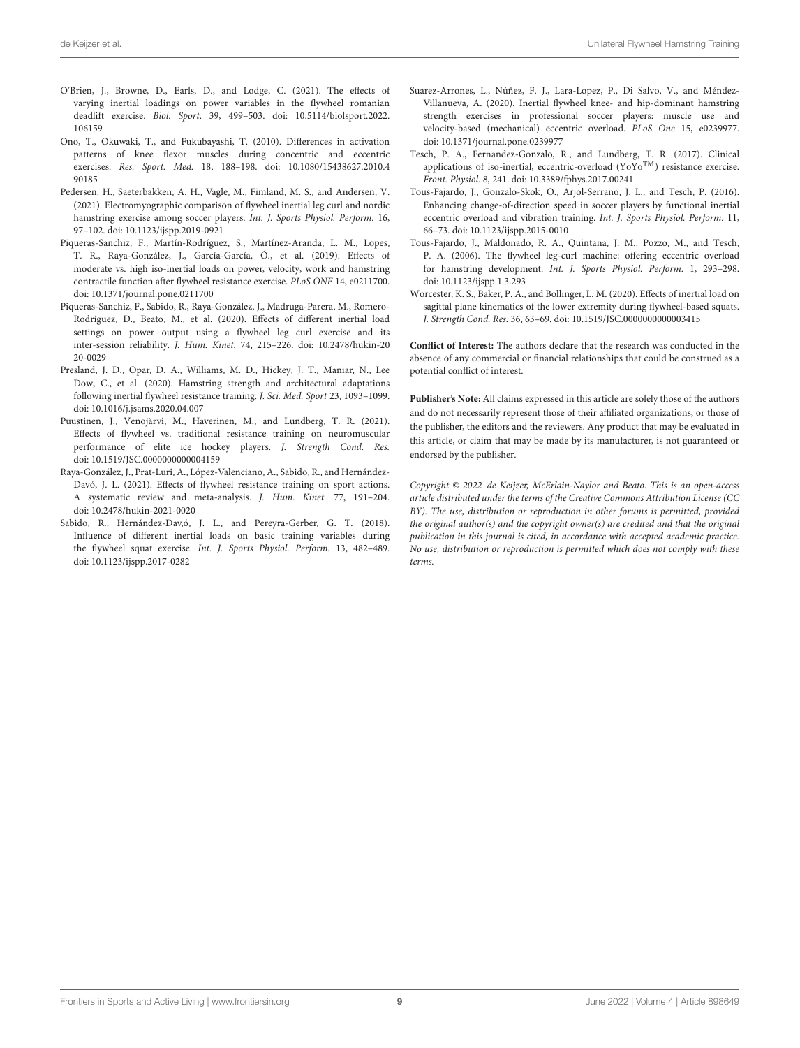O'Brien, J., Browne, D., Earls, D., and Lodge, C. (2021). The effects of varying inertial loadings on power variables in the flywheel romanian deadlift exercise. *Biol. Sport*. 39, 499–503. doi: 10.5114/biolsport.2022.106159

Ono, T., Okuwaki, T., and Fukubayashi, T. (2010). Differences in activation patterns of knee flexor muscles during concentric and eccentric exercises. *Res. Sport. Med.* 18, 188–198. doi: 10.1080/15438627.2010.490185

Pedersen, H., Saeterbakken, A. H., Vagle, M., Fimland, M. S., and Andersen, V. (2021). Electromyographic comparison of flywheel inertial leg curl and nordic hamstring exercise among soccer players. *Int. J. Sports Physiol. Perform.* 16, 97–102. doi: 10.1123/ijspp.2019-0921

Piqueras-Sanchiz, F., Martín-Rodríguez, S., Martínez-Aranda, L. M., Lopes, T. R., Raya-González, J., García-García, Ó., et al. (2019). Effects of moderate vs. high iso-inertial loads on power, velocity, work and hamstring contractile function after flywheel resistance exercise. *PLoS ONE* 14, e0211700. doi: 10.1371/journal.pone.0211700

Piqueras-Sanchiz, F., Sabido, R., Raya-González, J., Madruga-Parera, M., Romero-Rodríguez, D., Beato, M., et al. (2020). Effects of different inertial load settings on power output using a flywheel leg curl exercise and its inter-session reliability. *J. Hum. Kinet.* 74, 215–226. doi: 10.2478/hukin-2020-0029

Presland, J. D., Opar, D. A., Williams, M. D., Hickey, J. T., Maniar, N., Lee Dow, C., et al. (2020). Hamstring strength and architectural adaptations following inertial flywheel resistance training. *J. Sci. Med. Sport* 23, 1093–1099. doi: 10.1016/j.jsams.2020.04.007

Puustinen, J., Venojärvi, M., Haverinen, M., and Lundberg, T. R. (2021). Effects of flywheel vs. traditional resistance training on neuromuscular performance of elite ice hockey players. *J. Strength Cond. Res.* doi: 10.1519/JSC.0000000000004159

Raya-González, J., Prat-Luri, A., López-Valenciano, A., Sabido, R., and Hernández-Davó, J. L. (2021). Effects of flywheel resistance training on sport actions. A systematic review and meta-analysis. *J. Hum. Kinet.* 77, 191–204. doi: 10.2478/hukin-2021-0020

Sabido, R., Hernández-Dav,ó, J. L., and Pereyra-Gerber, G. T. (2018). Influence of different inertial loads on basic training variables during the flywheel squat exercise. *Int. J. Sports Physiol. Perform.* 13, 482–489. doi: 10.1123/ijspp.2017-0282

Suarez-Arrones, L., Núñez, F. J., Lara-Lopez, P., Di Salvo, V., and Méndez-Villanueva, A. (2020). Inertial flywheel knee- and hip-dominant hamstring strength exercises in professional soccer players: muscle use and velocity-based (mechanical) eccentric overload. *PLoS One* 15, e0239977. doi: 10.1371/journal.pone.0239977

Tesch, P. A., Fernandez-Gonzalo, R., and Lundberg, T. R. (2017). Clinical applications of iso-inertial, eccentric-overload (YoYo$^{TM}$) resistance exercise. *Front. Physiol.* 8, 241. doi: 10.3389/fphys.2017.00241

Tous-Fajardo, J., Gonzalo-Skok, O., Arjol-Serrano, J. L., and Tesch, P. (2016). Enhancing change-of-direction speed in soccer players by functional inertial eccentric overload and vibration training. *Int. J. Sports Physiol. Perform.* 11, 66–73. doi: 10.1123/ijspp.2015-0010

Tous-Fajardo, J., Maldonado, R. A., Quintana, J. M., Pozzo, M., and Tesch, P. A. (2006). The flywheel leg-curl machine: offering eccentric overload for hamstring development. *Int. J. Sports Physiol. Perform.* 1, 293–298. doi: 10.1123/ijspp.1.3.293

Worcester, K. S., Baker, P. A., and Bollinger, L. M. (2020). Effects of inertial load on sagittal plane kinematics of the lower extremity during flywheel-based squats. *J. Strength Cond. Res.* 36, 63–69. doi: 10.1519/JSC.0000000000003415

**Conflict of Interest:** The authors declare that the research was conducted in the absence of any commercial or financial relationships that could be construed as a potential conflict of interest.

**Publisher's Note:** All claims expressed in this article are solely those of the authors and do not necessarily represent those of their affiliated organizations, or those of the publisher, the editors and the reviewers. Any product that may be evaluated in this article, or claim that may be made by its manufacturer, is not guaranteed or endorsed by the publisher.

*Copyright © 2022 de Keijzer, McErlain-Naylor and Beato. This is an open-access article distributed under the terms of the Creative Commons Attribution License (CC BY). The use, distribution or reproduction in other forums is permitted, provided the original author(s) and the copyright owner(s) are credited and that the original publication in this journal is cited, in accordance with accepted academic practice. No use, distribution or reproduction is permitted which does not comply with these terms.*